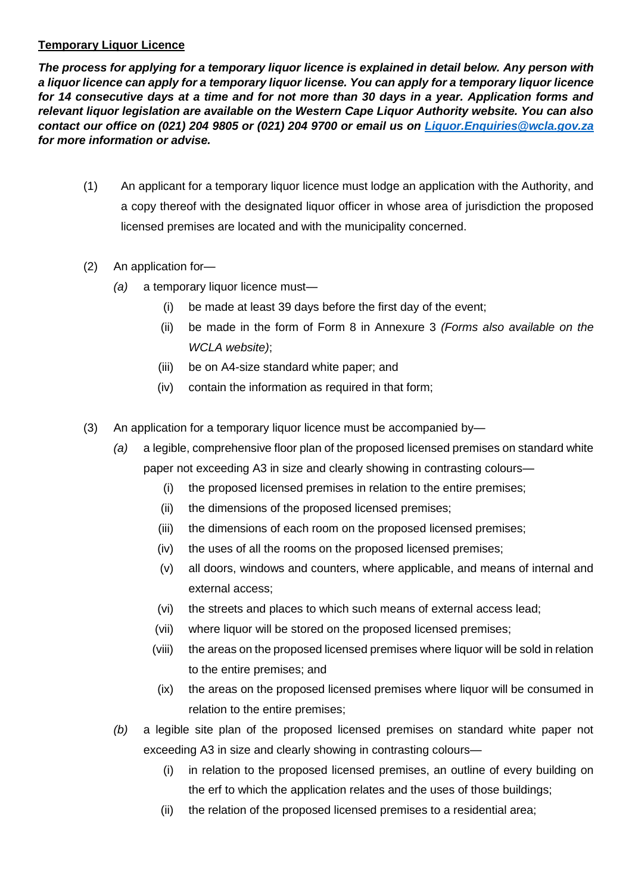**Temporary Liquor Licence**

***The process for applying for a temporary liquor licence is explained in detail below. Any person with a liquor licence can apply for a temporary liquor license. You can apply for a temporary liquor licence for 14 consecutive days at a time and for not more than 30 days in a year. Application forms and relevant liquor legislation are available on the Western Cape Liquor Authority website. You can also contact our office on (021) 204 9805 or (021) 204 9700 or email us on [Liquor.Enquiries@wcla.gov.za](mailto:Liquor.Enquiries@wcla.gov.za) for more information or advise.***

(1) An applicant for a temporary liquor licence must lodge an application with the Authority, and a copy thereof with the designated liquor officer in whose area of jurisdiction the proposed licensed premises are located and with the municipality concerned.

(2) An application for—

*(a)* a temporary liquor licence must—

(i) be made at least 39 days before the first day of the event;

(ii) be made in the form of Form 8 in Annexure 3 *(Forms also available on the WCLA website)*;

(iii) be on A4-size standard white paper; and

(iv) contain the information as required in that form;

(3) An application for a temporary liquor licence must be accompanied by—

*(a)* a legible, comprehensive floor plan of the proposed licensed premises on standard white paper not exceeding A3 in size and clearly showing in contrasting colours—

(i) the proposed licensed premises in relation to the entire premises;

(ii) the dimensions of the proposed licensed premises;

(iii) the dimensions of each room on the proposed licensed premises;

(iv) the uses of all the rooms on the proposed licensed premises;

(v) all doors, windows and counters, where applicable, and means of internal and external access;

(vi) the streets and places to which such means of external access lead;

(vii) where liquor will be stored on the proposed licensed premises;

(viii) the areas on the proposed licensed premises where liquor will be sold in relation to the entire premises; and

(ix) the areas on the proposed licensed premises where liquor will be consumed in relation to the entire premises;

*(b)* a legible site plan of the proposed licensed premises on standard white paper not exceeding A3 in size and clearly showing in contrasting colours—

(i) in relation to the proposed licensed premises, an outline of every building on the erf to which the application relates and the uses of those buildings;

(ii) the relation of the proposed licensed premises to a residential area;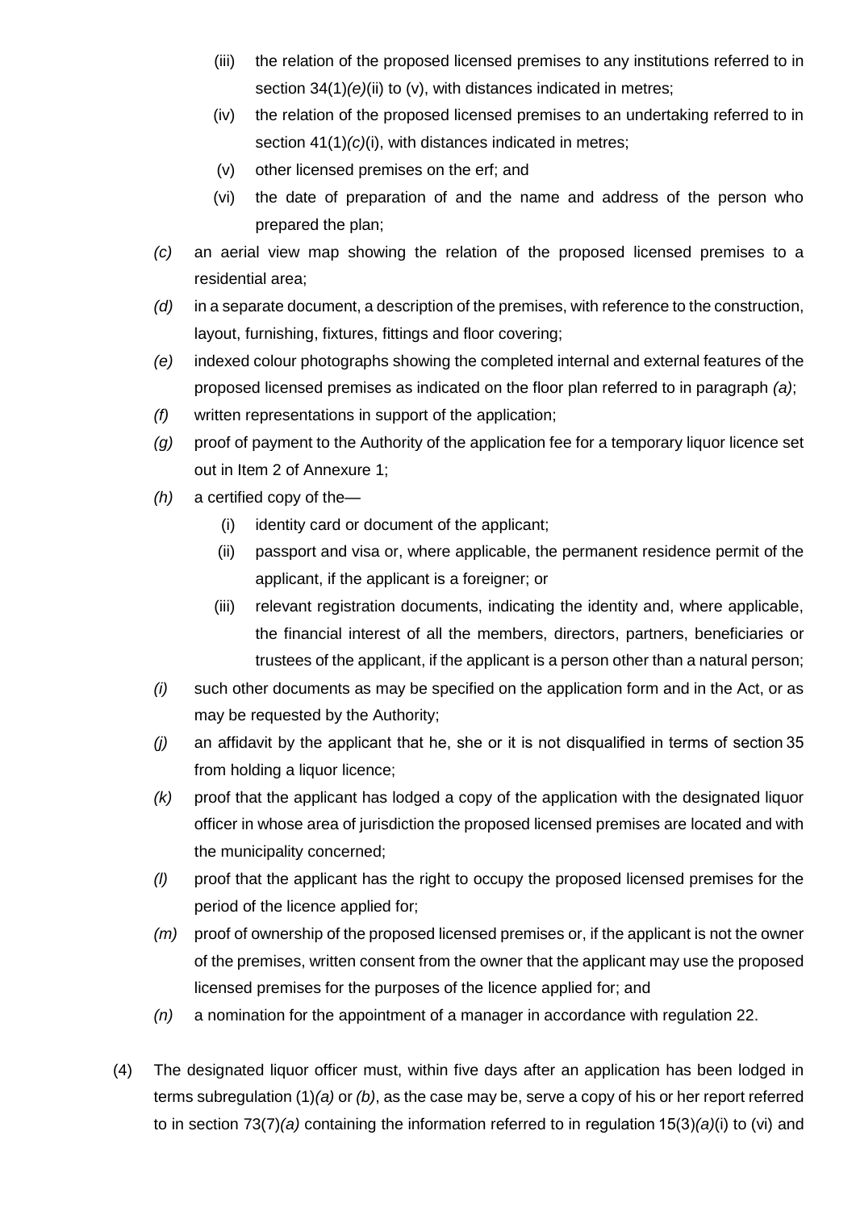(iii) the relation of the proposed licensed premises to any institutions referred to in section 34(1)*(e)*(ii) to (v), with distances indicated in metres;

(iv) the relation of the proposed licensed premises to an undertaking referred to in section 41(1)*(c)*(i), with distances indicated in metres;

(v) other licensed premises on the erf; and

(vi) the date of preparation of and the name and address of the person who prepared the plan;

*(c)* an aerial view map showing the relation of the proposed licensed premises to a residential area;

*(d)* in a separate document, a description of the premises, with reference to the construction, layout, furnishing, fixtures, fittings and floor covering;

*(e)* indexed colour photographs showing the completed internal and external features of the proposed licensed premises as indicated on the floor plan referred to in paragraph *(a)*;

*(f)* written representations in support of the application;

*(g)* proof of payment to the Authority of the application fee for a temporary liquor licence set out in Item 2 of Annexure 1;

*(h)* a certified copy of the—

(i) identity card or document of the applicant;

(ii) passport and visa or, where applicable, the permanent residence permit of the applicant, if the applicant is a foreigner; or

(iii) relevant registration documents, indicating the identity and, where applicable, the financial interest of all the members, directors, partners, beneficiaries or trustees of the applicant, if the applicant is a person other than a natural person;

*(i)* such other documents as may be specified on the application form and in the Act, or as may be requested by the Authority;

*(j)* an affidavit by the applicant that he, she or it is not disqualified in terms of section 35 from holding a liquor licence;

*(k)* proof that the applicant has lodged a copy of the application with the designated liquor officer in whose area of jurisdiction the proposed licensed premises are located and with the municipality concerned;

*(l)* proof that the applicant has the right to occupy the proposed licensed premises for the period of the licence applied for;

*(m)* proof of ownership of the proposed licensed premises or, if the applicant is not the owner of the premises, written consent from the owner that the applicant may use the proposed licensed premises for the purposes of the licence applied for; and

*(n)* a nomination for the appointment of a manager in accordance with regulation 22.

(4) The designated liquor officer must, within five days after an application has been lodged in terms subregulation (1)*(a)* or *(b)*, as the case may be, serve a copy of his or her report referred to in section 73(7)*(a)* containing the information referred to in regulation 15(3)*(a)*(i) to (vi) and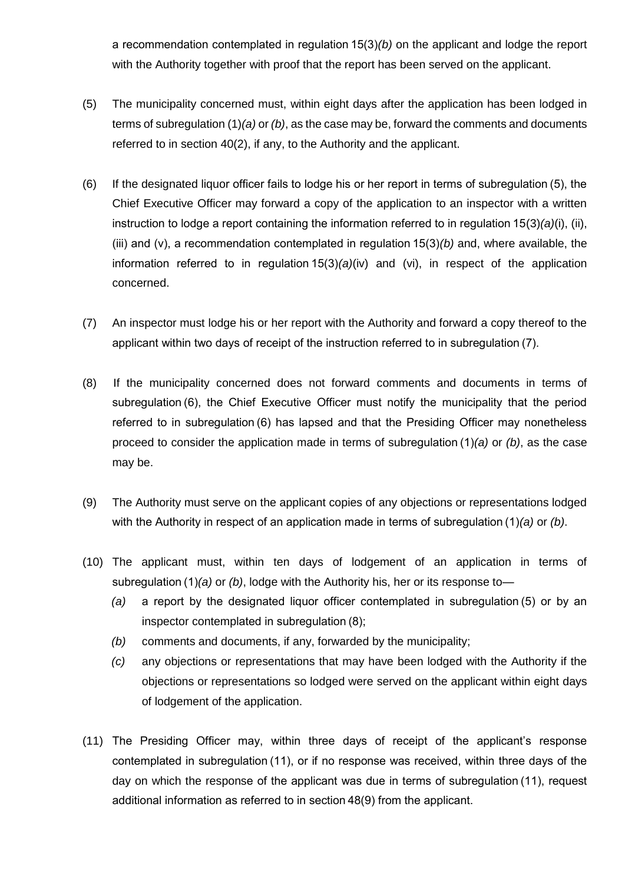a recommendation contemplated in regulation 15(3)*(b)* on the applicant and lodge the report with the Authority together with proof that the report has been served on the applicant.

(5) The municipality concerned must, within eight days after the application has been lodged in terms of subregulation (1)*(a)* or *(b)*, as the case may be, forward the comments and documents referred to in section 40(2), if any, to the Authority and the applicant.

(6) If the designated liquor officer fails to lodge his or her report in terms of subregulation (5), the Chief Executive Officer may forward a copy of the application to an inspector with a written instruction to lodge a report containing the information referred to in regulation 15(3)*(a)*(i), (ii), (iii) and (v), a recommendation contemplated in regulation 15(3)*(b)* and, where available, the information referred to in regulation 15(3)*(a)*(iv) and (vi), in respect of the application concerned.

(7) An inspector must lodge his or her report with the Authority and forward a copy thereof to the applicant within two days of receipt of the instruction referred to in subregulation (7).

(8) If the municipality concerned does not forward comments and documents in terms of subregulation (6), the Chief Executive Officer must notify the municipality that the period referred to in subregulation (6) has lapsed and that the Presiding Officer may nonetheless proceed to consider the application made in terms of subregulation (1)*(a)* or *(b)*, as the case may be.

(9) The Authority must serve on the applicant copies of any objections or representations lodged with the Authority in respect of an application made in terms of subregulation (1)*(a)* or *(b)*.

(10) The applicant must, within ten days of lodgement of an application in terms of subregulation (1)*(a)* or *(b)*, lodge with the Authority his, her or its response to—

*(a)* a report by the designated liquor officer contemplated in subregulation (5) or by an inspector contemplated in subregulation (8);

*(b)* comments and documents, if any, forwarded by the municipality;

*(c)* any objections or representations that may have been lodged with the Authority if the objections or representations so lodged were served on the applicant within eight days of lodgement of the application.

(11) The Presiding Officer may, within three days of receipt of the applicant's response contemplated in subregulation (11), or if no response was received, within three days of the day on which the response of the applicant was due in terms of subregulation (11), request additional information as referred to in section 48(9) from the applicant.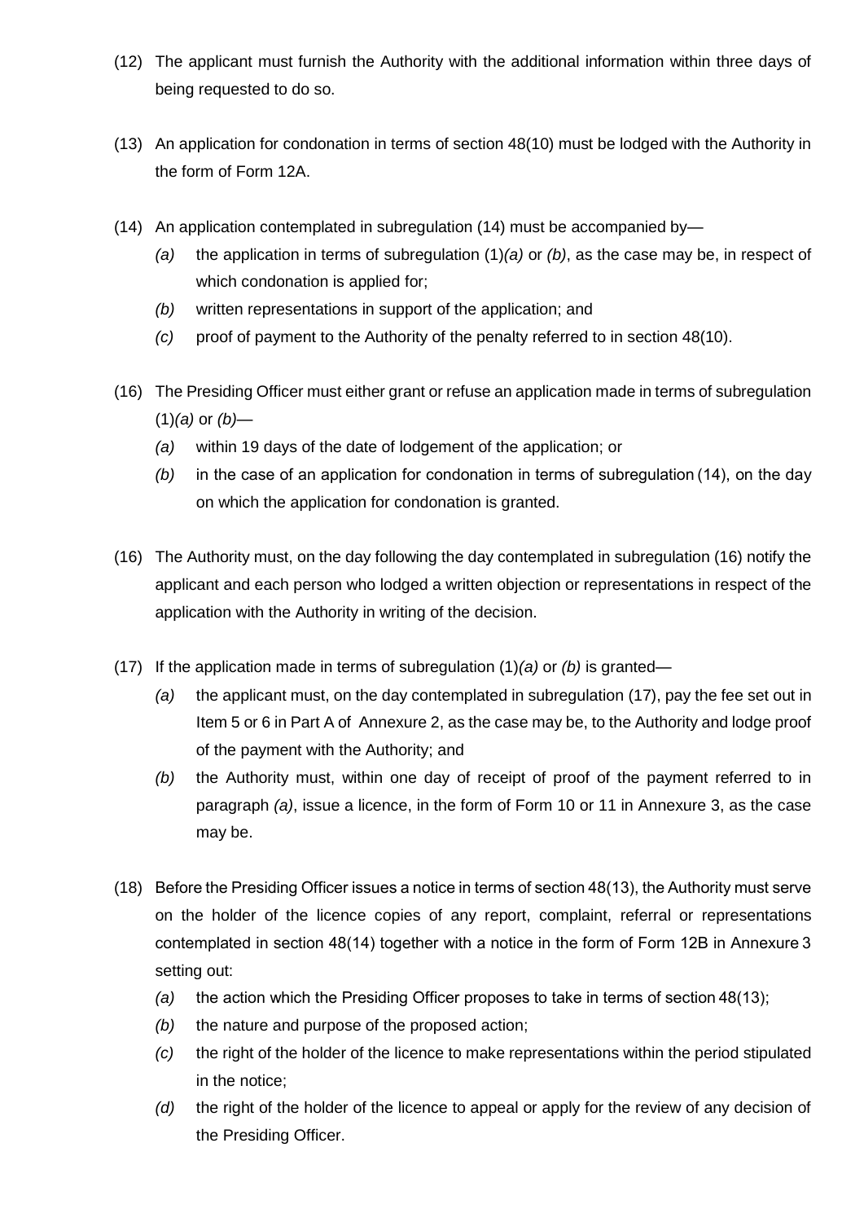(12) The applicant must furnish the Authority with the additional information within three days of being requested to do so.

(13) An application for condonation in terms of section 48(10) must be lodged with the Authority in the form of Form 12A.

(14) An application contemplated in subregulation (14) must be accompanied by—

*(a)* the application in terms of subregulation (1)*(a)* or *(b)*, as the case may be, in respect of which condonation is applied for;

*(b)* written representations in support of the application; and

*(c)* proof of payment to the Authority of the penalty referred to in section 48(10).

(16) The Presiding Officer must either grant or refuse an application made in terms of subregulation (1)*(a)* or *(b)*—

*(a)* within 19 days of the date of lodgement of the application; or

*(b)* in the case of an application for condonation in terms of subregulation (14), on the day on which the application for condonation is granted.

(16) The Authority must, on the day following the day contemplated in subregulation (16) notify the applicant and each person who lodged a written objection or representations in respect of the application with the Authority in writing of the decision.

(17) If the application made in terms of subregulation (1)*(a)* or *(b)* is granted—

*(a)* the applicant must, on the day contemplated in subregulation (17), pay the fee set out in Item 5 or 6 in Part A of Annexure 2, as the case may be, to the Authority and lodge proof of the payment with the Authority; and

*(b)* the Authority must, within one day of receipt of proof of the payment referred to in paragraph *(a)*, issue a licence, in the form of Form 10 or 11 in Annexure 3, as the case may be.

(18) Before the Presiding Officer issues a notice in terms of section 48(13), the Authority must serve on the holder of the licence copies of any report, complaint, referral or representations contemplated in section 48(14) together with a notice in the form of Form 12B in Annexure 3 setting out:

*(a)* the action which the Presiding Officer proposes to take in terms of section 48(13);

*(b)* the nature and purpose of the proposed action;

*(c)* the right of the holder of the licence to make representations within the period stipulated in the notice;

*(d)* the right of the holder of the licence to appeal or apply for the review of any decision of the Presiding Officer.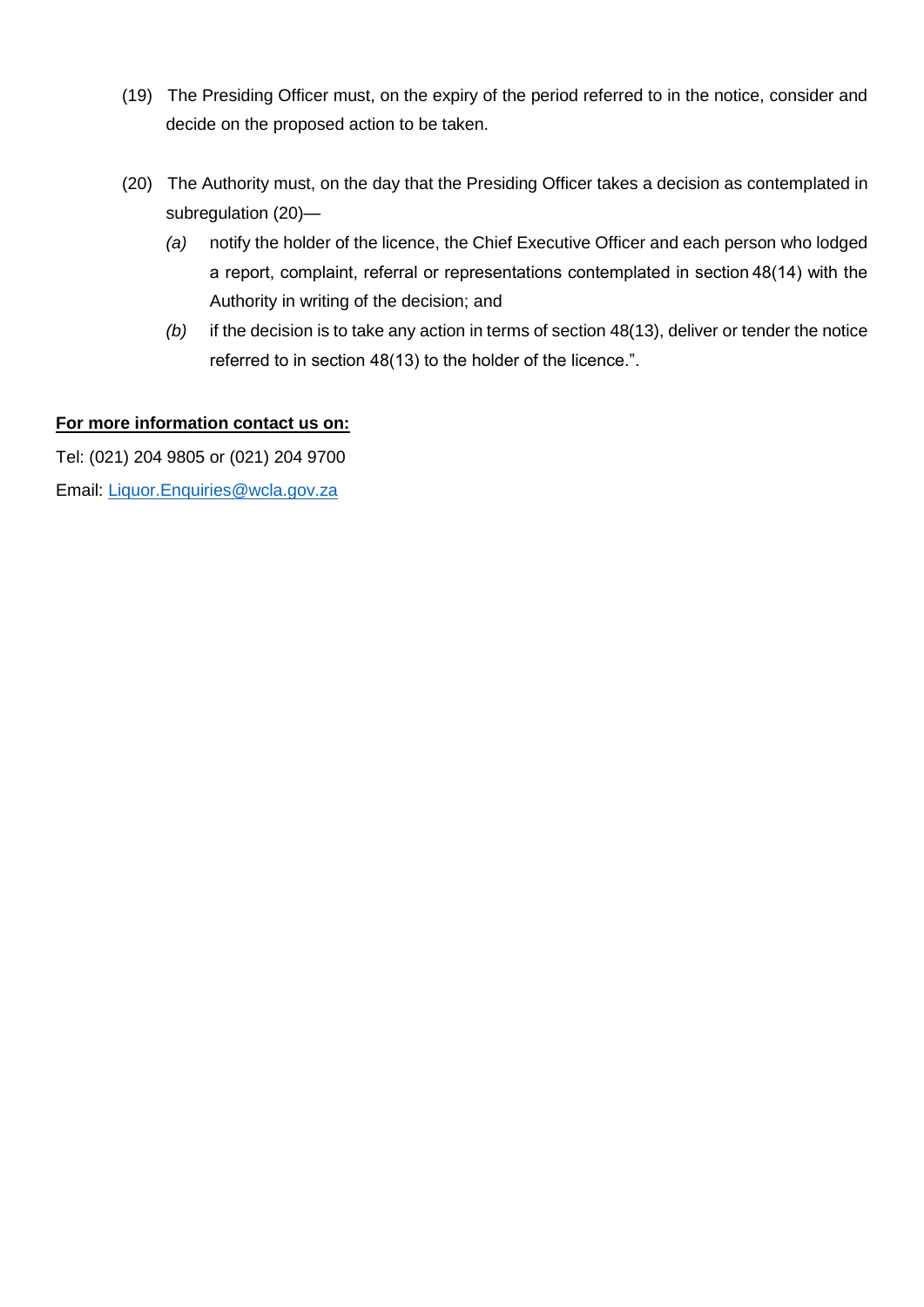(19) The Presiding Officer must, on the expiry of the period referred to in the notice, consider and decide on the proposed action to be taken.

(20) The Authority must, on the day that the Presiding Officer takes a decision as contemplated in subregulation (20)—

*(a)* notify the holder of the licence, the Chief Executive Officer and each person who lodged a report, complaint, referral or representations contemplated in section 48(14) with the Authority in writing of the decision; and

*(b)* if the decision is to take any action in terms of section 48(13), deliver or tender the notice referred to in section 48(13) to the holder of the licence.".

**For more information contact us on:**

Tel: (021) 204 9805 or (021) 204 9700

Email: Liquor.Enquiries@wcla.gov.za